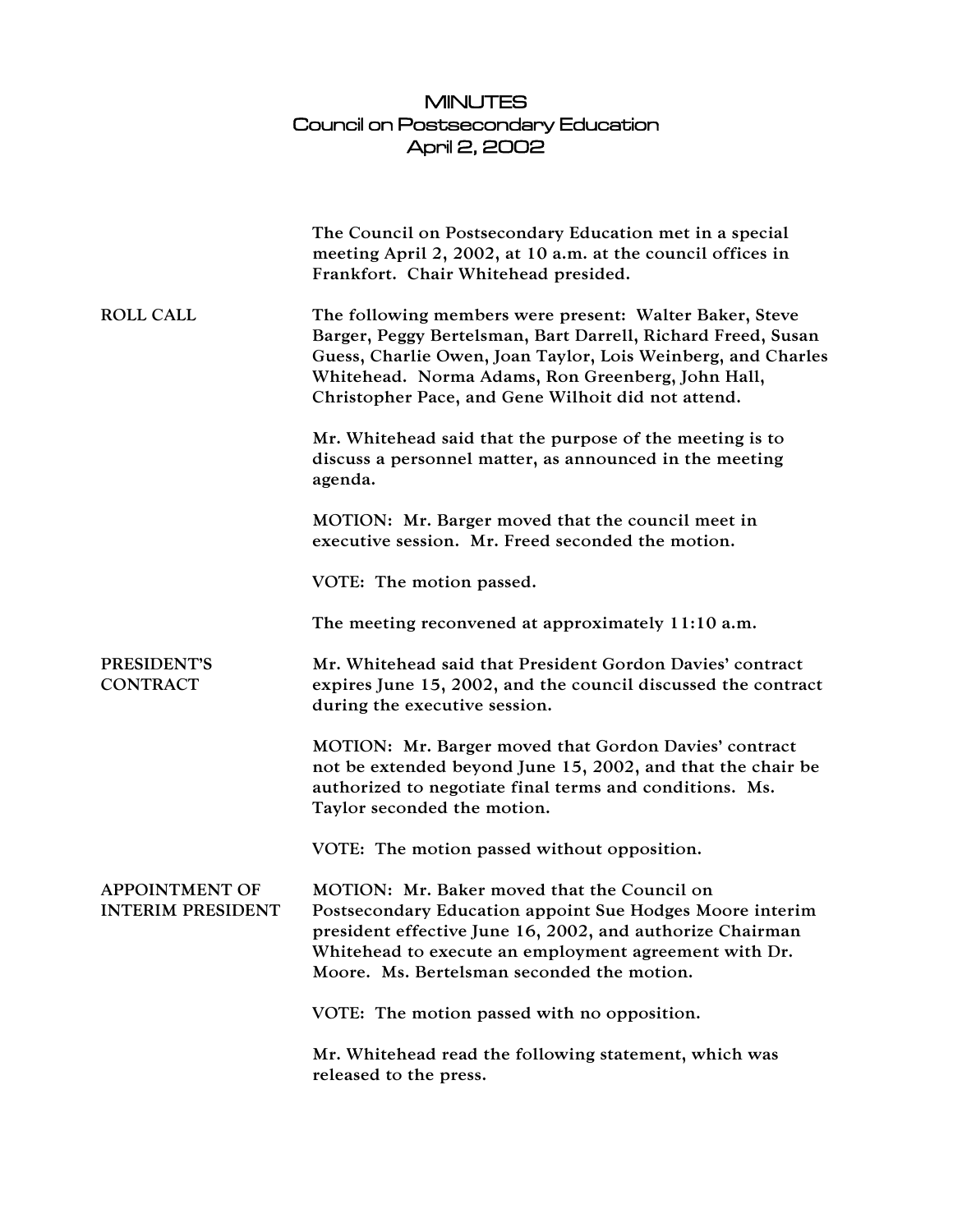# MINUTES
## Council on Postsecondary Education
## April 2, 2002

The Council on Postsecondary Education met in a special meeting April 2, 2002, at 10 a.m. at the council offices in Frankfort. Chair Whitehead presided.

**ROLL CALL**

The following members were present: Walter Baker, Steve Barger, Peggy Bertelsman, Bart Darrell, Richard Freed, Susan Guess, Charlie Owen, Joan Taylor, Lois Weinberg, and Charles Whitehead. Norma Adams, Ron Greenberg, John Hall, Christopher Pace, and Gene Wilhoit did not attend.

Mr. Whitehead said that the purpose of the meeting is to discuss a personnel matter, as announced in the meeting agenda.

MOTION: Mr. Barger moved that the council meet in executive session. Mr. Freed seconded the motion.

VOTE: The motion passed.

The meeting reconvened at approximately 11:10 a.m.

**PRESIDENT'S CONTRACT**

Mr. Whitehead said that President Gordon Davies' contract expires June 15, 2002, and the council discussed the contract during the executive session.

MOTION: Mr. Barger moved that Gordon Davies' contract not be extended beyond June 15, 2002, and that the chair be authorized to negotiate final terms and conditions. Ms. Taylor seconded the motion.

VOTE: The motion passed without opposition.

**APPOINTMENT OF INTERIM PRESIDENT**

MOTION: Mr. Baker moved that the Council on Postsecondary Education appoint Sue Hodges Moore interim president effective June 16, 2002, and authorize Chairman Whitehead to execute an employment agreement with Dr. Moore. Ms. Bertelsman seconded the motion.

VOTE: The motion passed with no opposition.

Mr. Whitehead read the following statement, which was released to the press.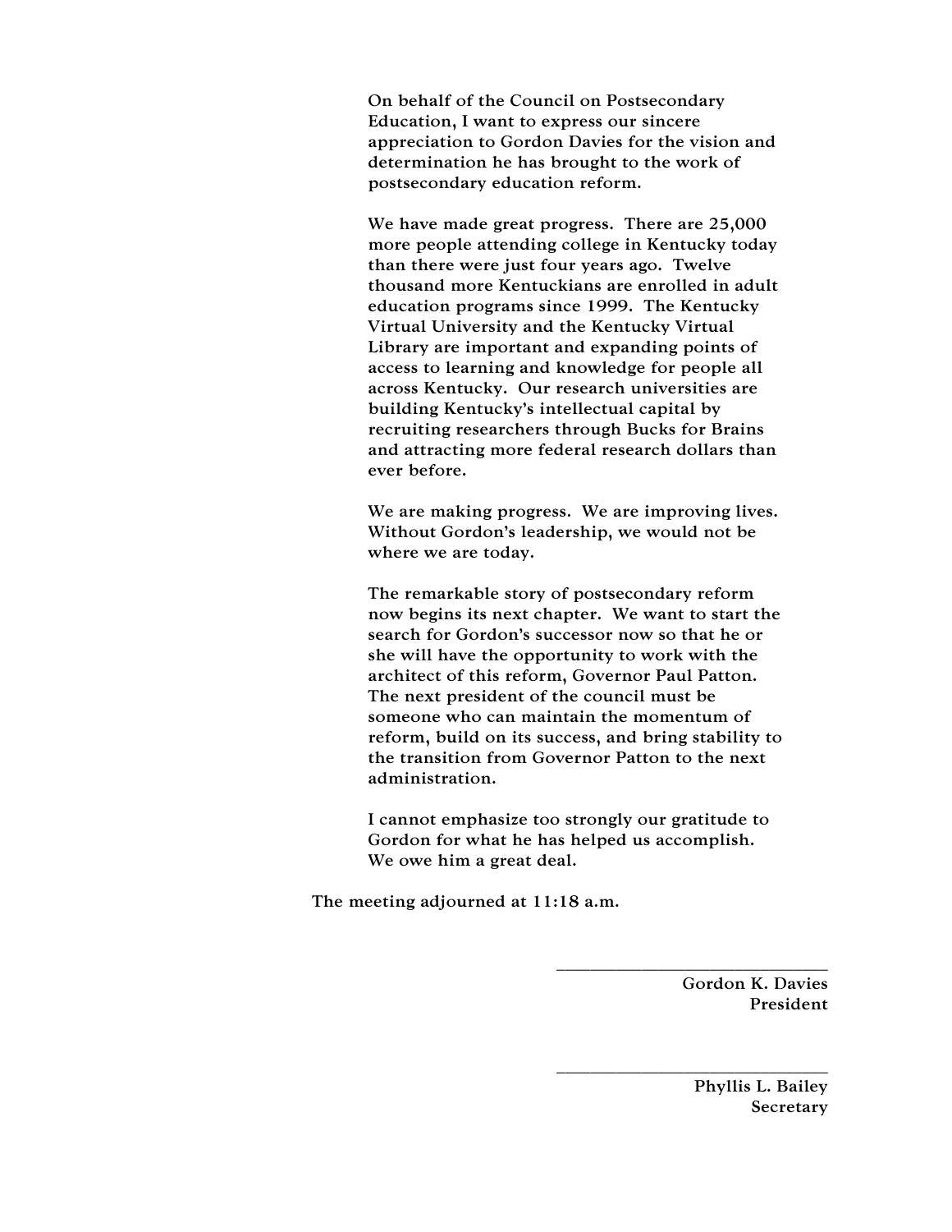On behalf of the Council on Postsecondary Education, I want to express our sincere appreciation to Gordon Davies for the vision and determination he has brought to the work of postsecondary education reform.

We have made great progress. There are 25,000 more people attending college in Kentucky today than there were just four years ago. Twelve thousand more Kentuckians are enrolled in adult education programs since 1999. The Kentucky Virtual University and the Kentucky Virtual Library are important and expanding points of access to learning and knowledge for people all across Kentucky. Our research universities are building Kentucky's intellectual capital by recruiting researchers through Bucks for Brains and attracting more federal research dollars than ever before.

We are making progress. We are improving lives. Without Gordon's leadership, we would not be where we are today.

The remarkable story of postsecondary reform now begins its next chapter. We want to start the search for Gordon's successor now so that he or she will have the opportunity to work with the architect of this reform, Governor Paul Patton. The next president of the council must be someone who can maintain the momentum of reform, build on its success, and bring stability to the transition from Governor Patton to the next administration.

I cannot emphasize too strongly our gratitude to Gordon for what he has helped us accomplish. We owe him a great deal.

The meeting adjourned at 11:18 a.m.

\_\_\_\_\_\_\_\_\_\_\_\_\_\_\_\_\_\_\_\_\_\_\_\_\_\_\_\_\_\_

Gordon K. Davies
President

\_\_\_\_\_\_\_\_\_\_\_\_\_\_\_\_\_\_\_\_\_\_\_\_\_\_\_\_\_\_

Phyllis L. Bailey
Secretary